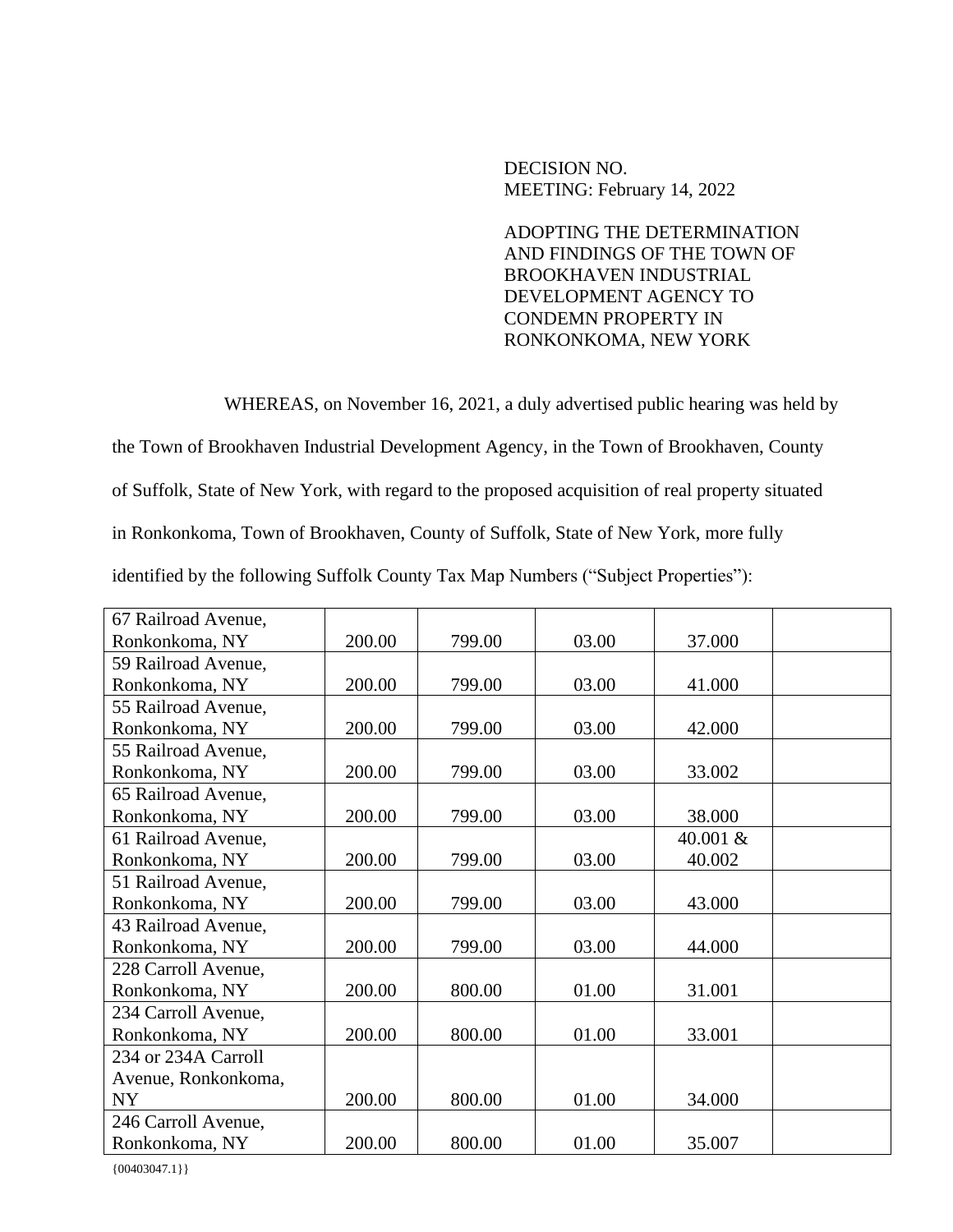DECISION NO.
MEETING: February 14, 2022

ADOPTING THE DETERMINATION AND FINDINGS OF THE TOWN OF BROOKHAVEN INDUSTRIAL DEVELOPMENT AGENCY TO CONDEMN PROPERTY IN RONKONKOMA, NEW YORK

WHEREAS, on November 16, 2021, a duly advertised public hearing was held by the Town of Brookhaven Industrial Development Agency, in the Town of Brookhaven, County of Suffolk, State of New York, with regard to the proposed acquisition of real property situated in Ronkonkoma, Town of Brookhaven, County of Suffolk, State of New York, more fully identified by the following Suffolk County Tax Map Numbers ("Subject Properties"):

| | | | | | |
|---|---|---|---|---|---|
| 67 Railroad Avenue, Ronkonkoma, NY | 200.00 | 799.00 | 03.00 | 37.000 | |
| 59 Railroad Avenue, Ronkonkoma, NY | 200.00 | 799.00 | 03.00 | 41.000 | |
| 55 Railroad Avenue, Ronkonkoma, NY | 200.00 | 799.00 | 03.00 | 42.000 | |
| 55 Railroad Avenue, Ronkonkoma, NY | 200.00 | 799.00 | 03.00 | 33.002 | |
| 65 Railroad Avenue, Ronkonkoma, NY | 200.00 | 799.00 | 03.00 | 38.000 | |
| 61 Railroad Avenue, Ronkonkoma, NY | 200.00 | 799.00 | 03.00 | 40.001 & 40.002 | |
| 51 Railroad Avenue, Ronkonkoma, NY | 200.00 | 799.00 | 03.00 | 43.000 | |
| 43 Railroad Avenue, Ronkonkoma, NY | 200.00 | 799.00 | 03.00 | 44.000 | |
| 228 Carroll Avenue, Ronkonkoma, NY | 200.00 | 800.00 | 01.00 | 31.001 | |
| 234 Carroll Avenue, Ronkonkoma, NY | 200.00 | 800.00 | 01.00 | 33.001 | |
| 234 or 234A Carroll Avenue, Ronkonkoma, NY | 200.00 | 800.00 | 01.00 | 34.000 | |
| 246 Carroll Avenue, Ronkonkoma, NY | 200.00 | 800.00 | 01.00 | 35.007 | |

{00403047.1}}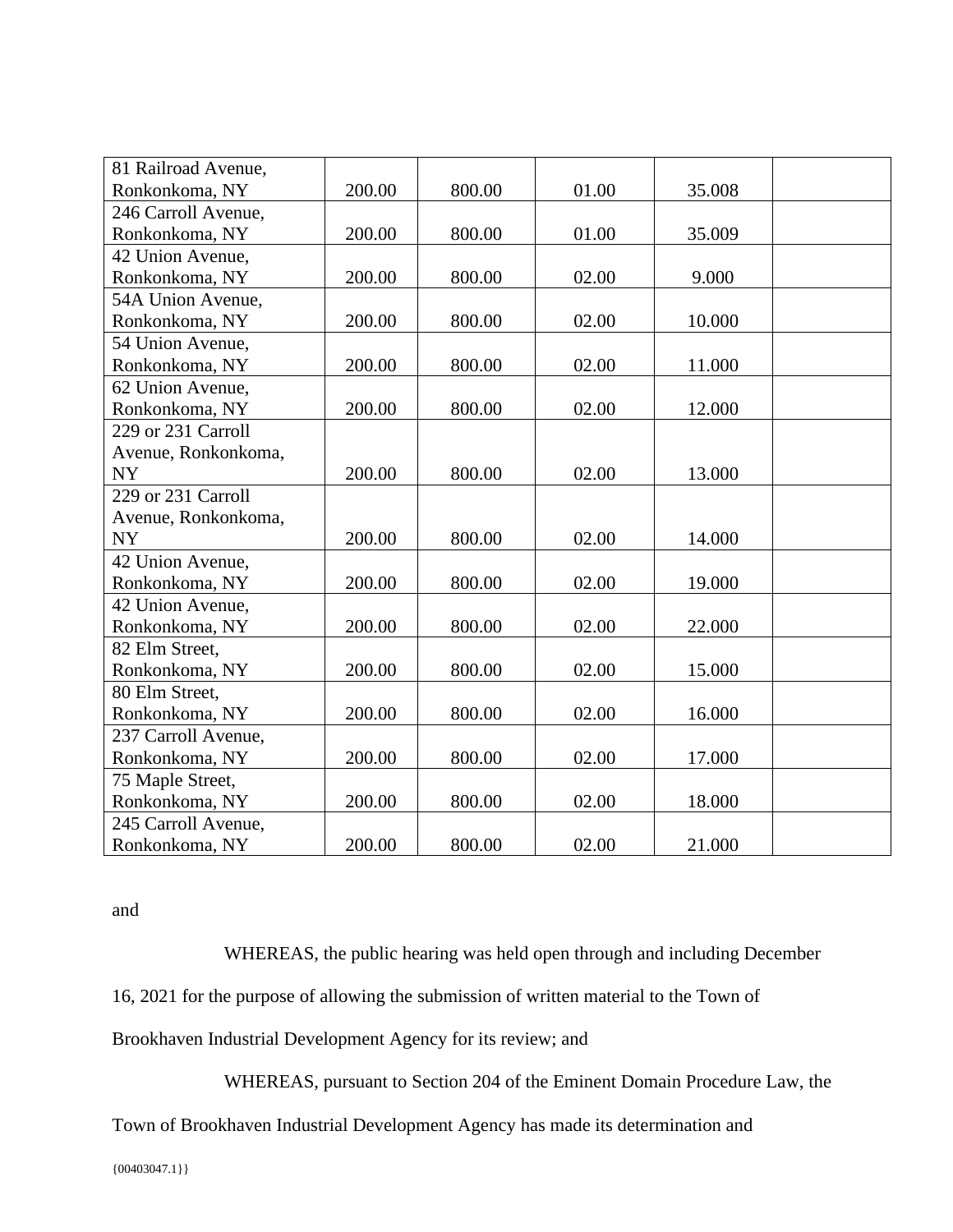| | | | | | |
|---|---|---|---|---|---|
| 81 Railroad Avenue, Ronkonkoma, NY | 200.00 | 800.00 | 01.00 | 35.008 | |
| 246 Carroll Avenue, Ronkonkoma, NY | 200.00 | 800.00 | 01.00 | 35.009 | |
| 42 Union Avenue, Ronkonkoma, NY | 200.00 | 800.00 | 02.00 | 9.000 | |
| 54A Union Avenue, Ronkonkoma, NY | 200.00 | 800.00 | 02.00 | 10.000 | |
| 54 Union Avenue, Ronkonkoma, NY | 200.00 | 800.00 | 02.00 | 11.000 | |
| 62 Union Avenue, Ronkonkoma, NY | 200.00 | 800.00 | 02.00 | 12.000 | |
| 229 or 231 Carroll Avenue, Ronkonkoma, NY | 200.00 | 800.00 | 02.00 | 13.000 | |
| 229 or 231 Carroll Avenue, Ronkonkoma, NY | 200.00 | 800.00 | 02.00 | 14.000 | |
| 42 Union Avenue, Ronkonkoma, NY | 200.00 | 800.00 | 02.00 | 19.000 | |
| 42 Union Avenue, Ronkonkoma, NY | 200.00 | 800.00 | 02.00 | 22.000 | |
| 82 Elm Street, Ronkonkoma, NY | 200.00 | 800.00 | 02.00 | 15.000 | |
| 80 Elm Street, Ronkonkoma, NY | 200.00 | 800.00 | 02.00 | 16.000 | |
| 237 Carroll Avenue, Ronkonkoma, NY | 200.00 | 800.00 | 02.00 | 17.000 | |
| 75 Maple Street, Ronkonkoma, NY | 200.00 | 800.00 | 02.00 | 18.000 | |
| 245 Carroll Avenue, Ronkonkoma, NY | 200.00 | 800.00 | 02.00 | 21.000 | |

and

WHEREAS, the public hearing was held open through and including December 16, 2021 for the purpose of allowing the submission of written material to the Town of Brookhaven Industrial Development Agency for its review; and

WHEREAS, pursuant to Section 204 of the Eminent Domain Procedure Law, the Town of Brookhaven Industrial Development Agency has made its determination and

{00403047.1}}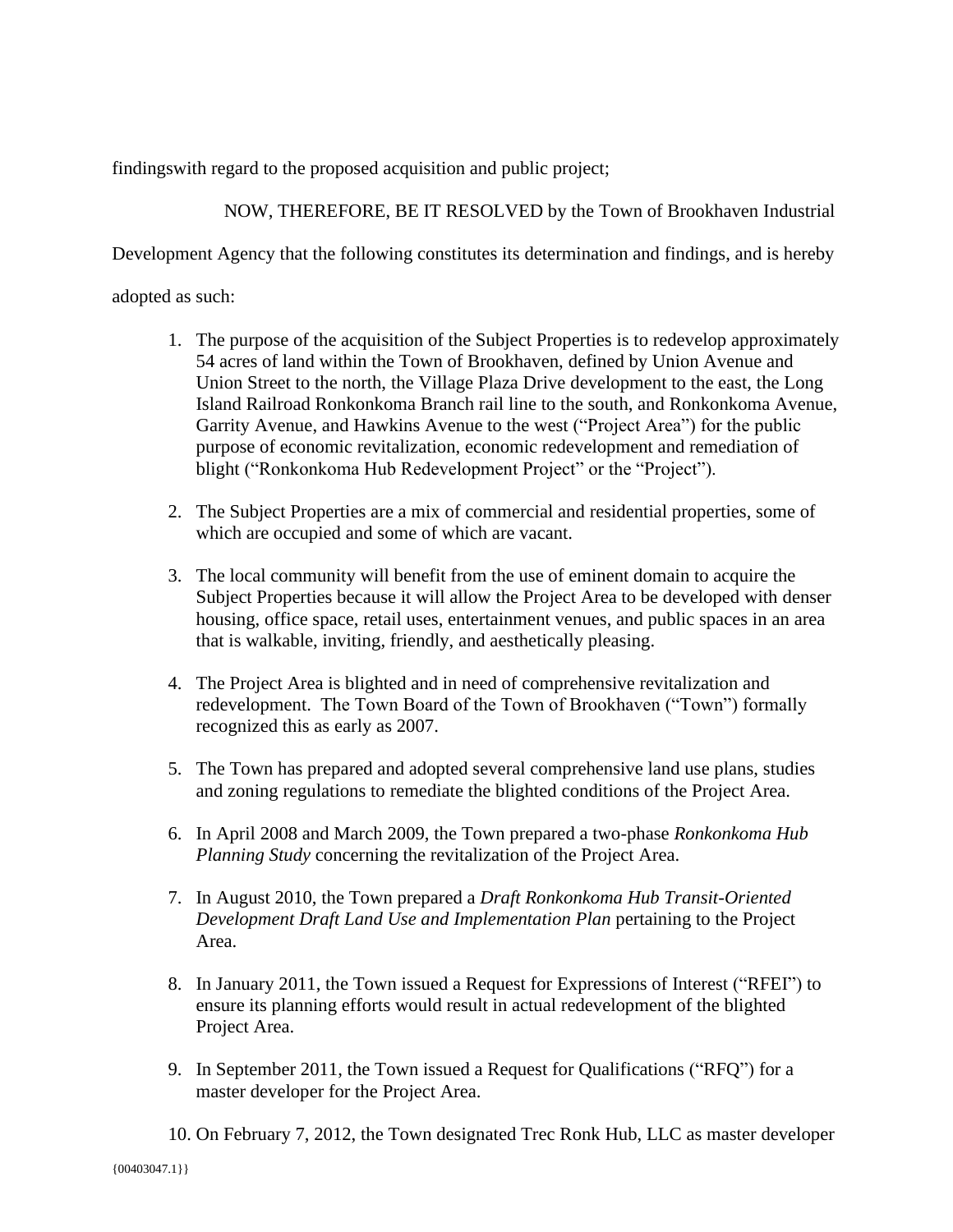findingswith regard to the proposed acquisition and public project;

NOW, THEREFORE, BE IT RESOLVED by the Town of Brookhaven Industrial Development Agency that the following constitutes its determination and findings, and is hereby adopted as such:

1. The purpose of the acquisition of the Subject Properties is to redevelop approximately 54 acres of land within the Town of Brookhaven, defined by Union Avenue and Union Street to the north, the Village Plaza Drive development to the east, the Long Island Railroad Ronkonkoma Branch rail line to the south, and Ronkonkoma Avenue, Garrity Avenue, and Hawkins Avenue to the west ("Project Area") for the public purpose of economic revitalization, economic redevelopment and remediation of blight ("Ronkonkoma Hub Redevelopment Project" or the "Project").

2. The Subject Properties are a mix of commercial and residential properties, some of which are occupied and some of which are vacant.

3. The local community will benefit from the use of eminent domain to acquire the Subject Properties because it will allow the Project Area to be developed with denser housing, office space, retail uses, entertainment venues, and public spaces in an area that is walkable, inviting, friendly, and aesthetically pleasing.

4. The Project Area is blighted and in need of comprehensive revitalization and redevelopment. The Town Board of the Town of Brookhaven ("Town") formally recognized this as early as 2007.

5. The Town has prepared and adopted several comprehensive land use plans, studies and zoning regulations to remediate the blighted conditions of the Project Area.

6. In April 2008 and March 2009, the Town prepared a two-phase *Ronkonkoma Hub Planning Study* concerning the revitalization of the Project Area.

7. In August 2010, the Town prepared a *Draft Ronkonkoma Hub Transit-Oriented Development Draft Land Use and Implementation Plan* pertaining to the Project Area.

8. In January 2011, the Town issued a Request for Expressions of Interest ("RFEI") to ensure its planning efforts would result in actual redevelopment of the blighted Project Area.

9. In September 2011, the Town issued a Request for Qualifications ("RFQ") for a master developer for the Project Area.

10. On February 7, 2012, the Town designated Trec Ronk Hub, LLC as master developer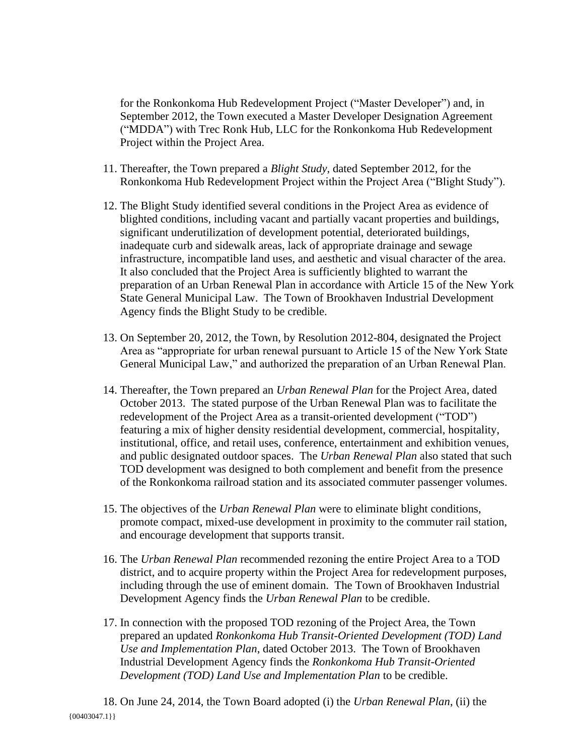for the Ronkonkoma Hub Redevelopment Project ("Master Developer") and, in September 2012, the Town executed a Master Developer Designation Agreement ("MDDA") with Trec Ronk Hub, LLC for the Ronkonkoma Hub Redevelopment Project within the Project Area.

11. Thereafter, the Town prepared a *Blight Study*, dated September 2012, for the Ronkonkoma Hub Redevelopment Project within the Project Area ("Blight Study").

12. The Blight Study identified several conditions in the Project Area as evidence of blighted conditions, including vacant and partially vacant properties and buildings, significant underutilization of development potential, deteriorated buildings, inadequate curb and sidewalk areas, lack of appropriate drainage and sewage infrastructure, incompatible land uses, and aesthetic and visual character of the area. It also concluded that the Project Area is sufficiently blighted to warrant the preparation of an Urban Renewal Plan in accordance with Article 15 of the New York State General Municipal Law. The Town of Brookhaven Industrial Development Agency finds the Blight Study to be credible.

13. On September 20, 2012, the Town, by Resolution 2012-804, designated the Project Area as "appropriate for urban renewal pursuant to Article 15 of the New York State General Municipal Law," and authorized the preparation of an Urban Renewal Plan.

14. Thereafter, the Town prepared an *Urban Renewal Plan* for the Project Area, dated October 2013. The stated purpose of the Urban Renewal Plan was to facilitate the redevelopment of the Project Area as a transit-oriented development ("TOD") featuring a mix of higher density residential development, commercial, hospitality, institutional, office, and retail uses, conference, entertainment and exhibition venues, and public designated outdoor spaces. The *Urban Renewal Plan* also stated that such TOD development was designed to both complement and benefit from the presence of the Ronkonkoma railroad station and its associated commuter passenger volumes.

15. The objectives of the *Urban Renewal Plan* were to eliminate blight conditions, promote compact, mixed-use development in proximity to the commuter rail station, and encourage development that supports transit.

16. The *Urban Renewal Plan* recommended rezoning the entire Project Area to a TOD district, and to acquire property within the Project Area for redevelopment purposes, including through the use of eminent domain. The Town of Brookhaven Industrial Development Agency finds the *Urban Renewal Plan* to be credible.

17. In connection with the proposed TOD rezoning of the Project Area, the Town prepared an updated *Ronkonkoma Hub Transit-Oriented Development (TOD) Land Use and Implementation Plan*, dated October 2013. The Town of Brookhaven Industrial Development Agency finds the *Ronkonkoma Hub Transit-Oriented Development (TOD) Land Use and Implementation Plan* to be credible.

18. On June 24, 2014, the Town Board adopted (i) the *Urban Renewal Plan*, (ii) the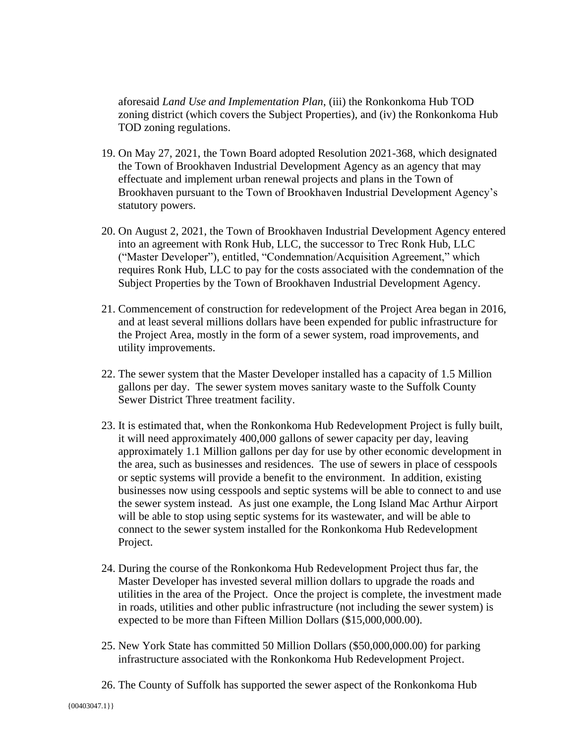aforesaid *Land Use and Implementation Plan*, (iii) the Ronkonkoma Hub TOD zoning district (which covers the Subject Properties), and (iv) the Ronkonkoma Hub TOD zoning regulations.

19. On May 27, 2021, the Town Board adopted Resolution 2021-368, which designated the Town of Brookhaven Industrial Development Agency as an agency that may effectuate and implement urban renewal projects and plans in the Town of Brookhaven pursuant to the Town of Brookhaven Industrial Development Agency's statutory powers.

20. On August 2, 2021, the Town of Brookhaven Industrial Development Agency entered into an agreement with Ronk Hub, LLC, the successor to Trec Ronk Hub, LLC ("Master Developer"), entitled, "Condemnation/Acquisition Agreement," which requires Ronk Hub, LLC to pay for the costs associated with the condemnation of the Subject Properties by the Town of Brookhaven Industrial Development Agency.

21. Commencement of construction for redevelopment of the Project Area began in 2016, and at least several millions dollars have been expended for public infrastructure for the Project Area, mostly in the form of a sewer system, road improvements, and utility improvements.

22. The sewer system that the Master Developer installed has a capacity of 1.5 Million gallons per day. The sewer system moves sanitary waste to the Suffolk County Sewer District Three treatment facility.

23. It is estimated that, when the Ronkonkoma Hub Redevelopment Project is fully built, it will need approximately 400,000 gallons of sewer capacity per day, leaving approximately 1.1 Million gallons per day for use by other economic development in the area, such as businesses and residences. The use of sewers in place of cesspools or septic systems will provide a benefit to the environment. In addition, existing businesses now using cesspools and septic systems will be able to connect to and use the sewer system instead. As just one example, the Long Island Mac Arthur Airport will be able to stop using septic systems for its wastewater, and will be able to connect to the sewer system installed for the Ronkonkoma Hub Redevelopment Project.

24. During the course of the Ronkonkoma Hub Redevelopment Project thus far, the Master Developer has invested several million dollars to upgrade the roads and utilities in the area of the Project. Once the project is complete, the investment made in roads, utilities and other public infrastructure (not including the sewer system) is expected to be more than Fifteen Million Dollars ($15,000,000.00).

25. New York State has committed 50 Million Dollars ($50,000,000.00) for parking infrastructure associated with the Ronkonkoma Hub Redevelopment Project.

26. The County of Suffolk has supported the sewer aspect of the Ronkonkoma Hub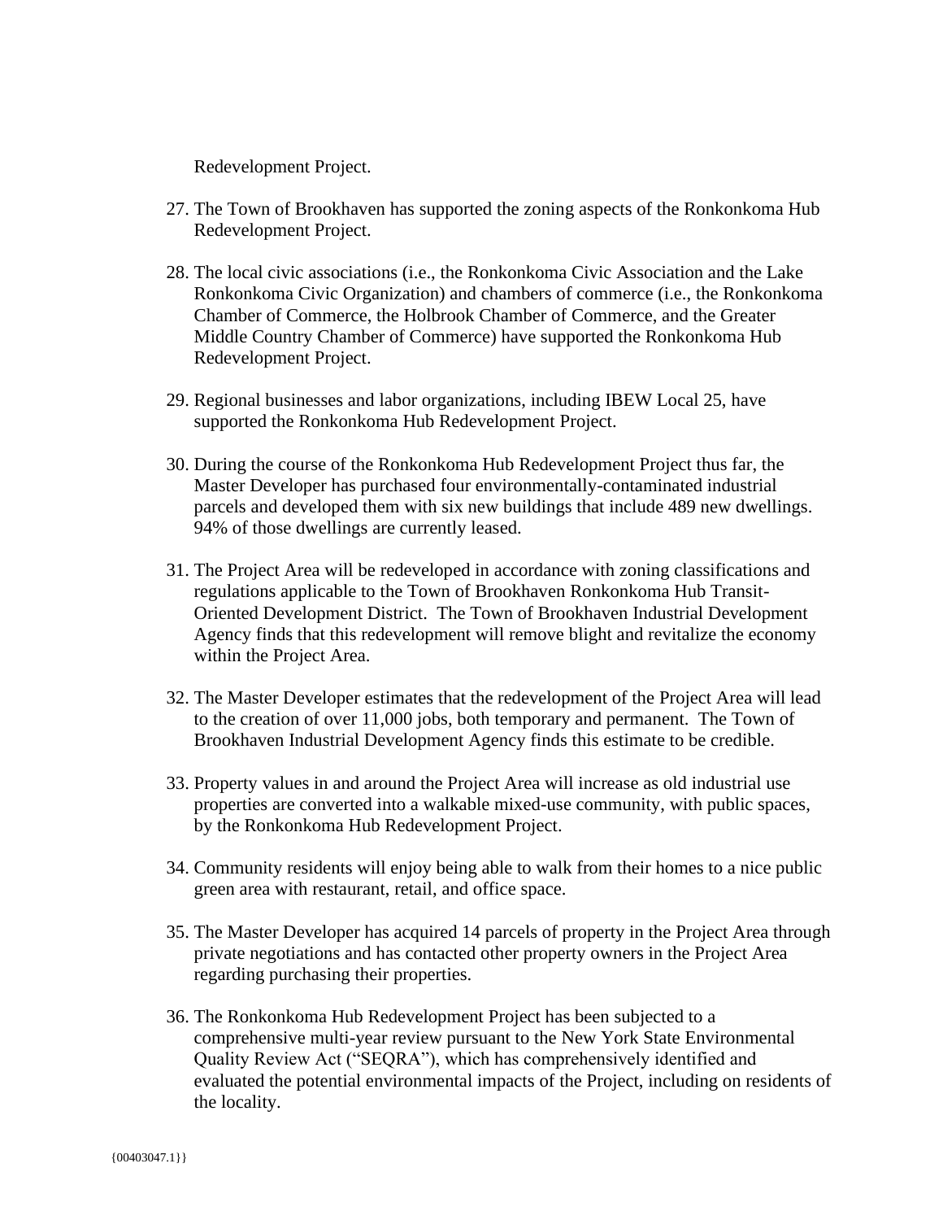Redevelopment Project.

27. The Town of Brookhaven has supported the zoning aspects of the Ronkonkoma Hub Redevelopment Project.

28. The local civic associations (i.e., the Ronkonkoma Civic Association and the Lake Ronkonkoma Civic Organization) and chambers of commerce (i.e., the Ronkonkoma Chamber of Commerce, the Holbrook Chamber of Commerce, and the Greater Middle Country Chamber of Commerce) have supported the Ronkonkoma Hub Redevelopment Project.

29. Regional businesses and labor organizations, including IBEW Local 25, have supported the Ronkonkoma Hub Redevelopment Project.

30. During the course of the Ronkonkoma Hub Redevelopment Project thus far, the Master Developer has purchased four environmentally-contaminated industrial parcels and developed them with six new buildings that include 489 new dwellings. 94% of those dwellings are currently leased.

31. The Project Area will be redeveloped in accordance with zoning classifications and regulations applicable to the Town of Brookhaven Ronkonkoma Hub Transit-Oriented Development District. The Town of Brookhaven Industrial Development Agency finds that this redevelopment will remove blight and revitalize the economy within the Project Area.

32. The Master Developer estimates that the redevelopment of the Project Area will lead to the creation of over 11,000 jobs, both temporary and permanent. The Town of Brookhaven Industrial Development Agency finds this estimate to be credible.

33. Property values in and around the Project Area will increase as old industrial use properties are converted into a walkable mixed-use community, with public spaces, by the Ronkonkoma Hub Redevelopment Project.

34. Community residents will enjoy being able to walk from their homes to a nice public green area with restaurant, retail, and office space.

35. The Master Developer has acquired 14 parcels of property in the Project Area through private negotiations and has contacted other property owners in the Project Area regarding purchasing their properties.

36. The Ronkonkoma Hub Redevelopment Project has been subjected to a comprehensive multi-year review pursuant to the New York State Environmental Quality Review Act ("SEQRA"), which has comprehensively identified and evaluated the potential environmental impacts of the Project, including on residents of the locality.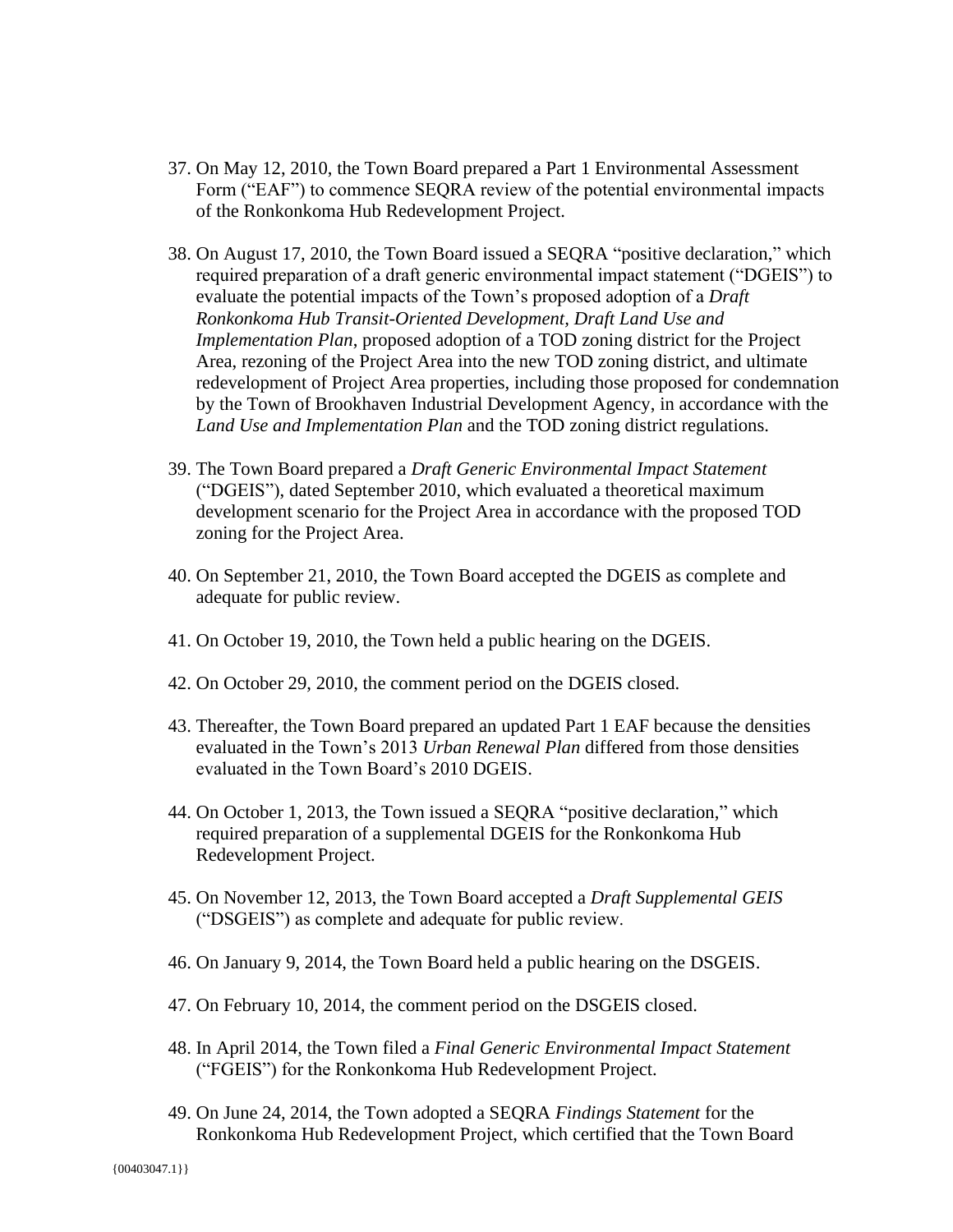37. On May 12, 2010, the Town Board prepared a Part 1 Environmental Assessment Form ("EAF") to commence SEQRA review of the potential environmental impacts of the Ronkonkoma Hub Redevelopment Project.

38. On August 17, 2010, the Town Board issued a SEQRA "positive declaration," which required preparation of a draft generic environmental impact statement ("DGEIS") to evaluate the potential impacts of the Town's proposed adoption of a *Draft Ronkonkoma Hub Transit-Oriented Development, Draft Land Use and Implementation Plan*, proposed adoption of a TOD zoning district for the Project Area, rezoning of the Project Area into the new TOD zoning district, and ultimate redevelopment of Project Area properties, including those proposed for condemnation by the Town of Brookhaven Industrial Development Agency, in accordance with the *Land Use and Implementation Plan* and the TOD zoning district regulations.

39. The Town Board prepared a *Draft Generic Environmental Impact Statement* ("DGEIS"), dated September 2010, which evaluated a theoretical maximum development scenario for the Project Area in accordance with the proposed TOD zoning for the Project Area.

40. On September 21, 2010, the Town Board accepted the DGEIS as complete and adequate for public review.

41. On October 19, 2010, the Town held a public hearing on the DGEIS.

42. On October 29, 2010, the comment period on the DGEIS closed.

43. Thereafter, the Town Board prepared an updated Part 1 EAF because the densities evaluated in the Town's 2013 *Urban Renewal Plan* differed from those densities evaluated in the Town Board's 2010 DGEIS.

44. On October 1, 2013, the Town issued a SEQRA "positive declaration," which required preparation of a supplemental DGEIS for the Ronkonkoma Hub Redevelopment Project.

45. On November 12, 2013, the Town Board accepted a *Draft Supplemental GEIS* ("DSGEIS") as complete and adequate for public review.

46. On January 9, 2014, the Town Board held a public hearing on the DSGEIS.

47. On February 10, 2014, the comment period on the DSGEIS closed.

48. In April 2014, the Town filed a *Final Generic Environmental Impact Statement* ("FGEIS") for the Ronkonkoma Hub Redevelopment Project.

49. On June 24, 2014, the Town adopted a SEQRA *Findings Statement* for the Ronkonkoma Hub Redevelopment Project, which certified that the Town Board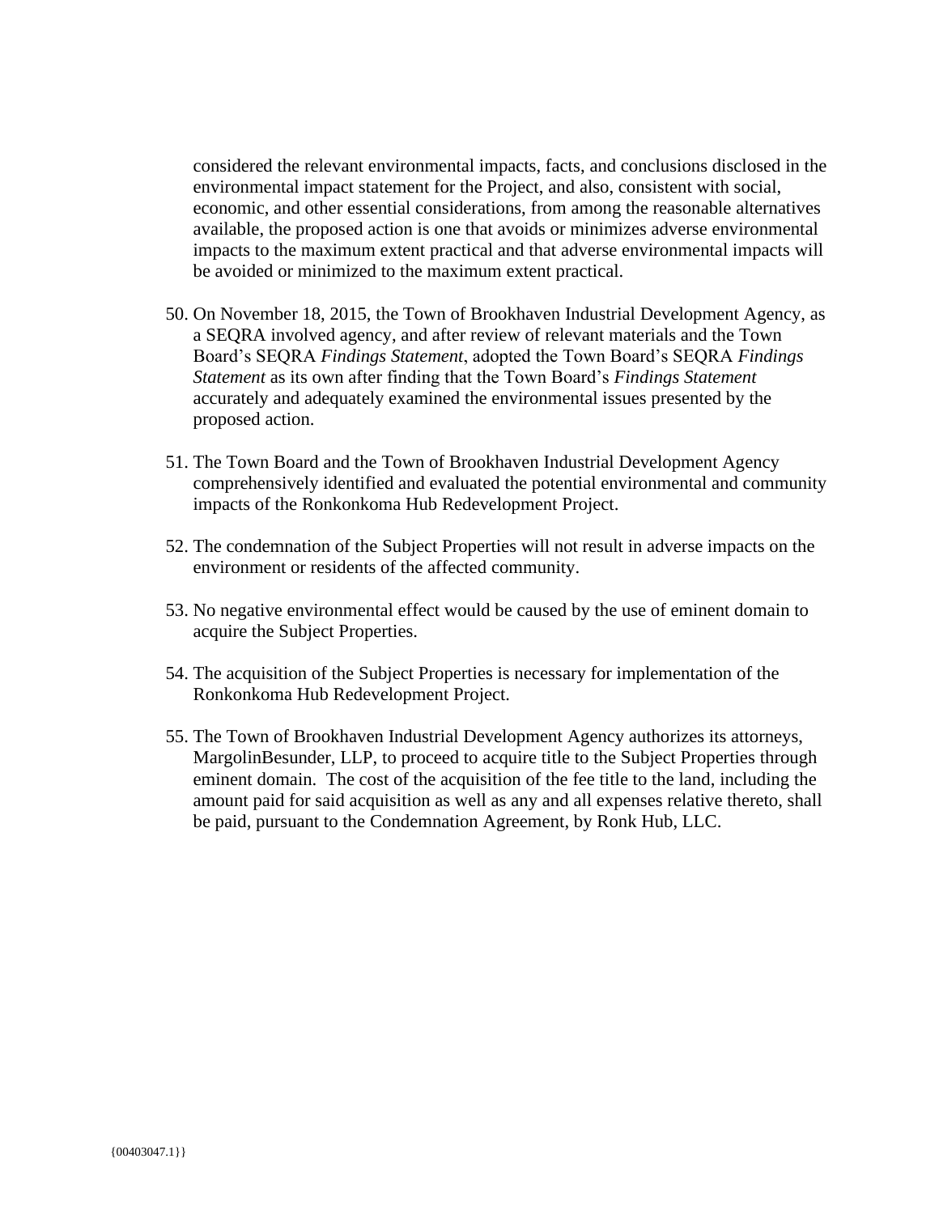considered the relevant environmental impacts, facts, and conclusions disclosed in the environmental impact statement for the Project, and also, consistent with social, economic, and other essential considerations, from among the reasonable alternatives available, the proposed action is one that avoids or minimizes adverse environmental impacts to the maximum extent practical and that adverse environmental impacts will be avoided or minimized to the maximum extent practical.

50. On November 18, 2015, the Town of Brookhaven Industrial Development Agency, as a SEQRA involved agency, and after review of relevant materials and the Town Board's SEQRA *Findings Statement*, adopted the Town Board's SEQRA *Findings Statement* as its own after finding that the Town Board's *Findings Statement* accurately and adequately examined the environmental issues presented by the proposed action.

51. The Town Board and the Town of Brookhaven Industrial Development Agency comprehensively identified and evaluated the potential environmental and community impacts of the Ronkonkoma Hub Redevelopment Project.

52. The condemnation of the Subject Properties will not result in adverse impacts on the environment or residents of the affected community.

53. No negative environmental effect would be caused by the use of eminent domain to acquire the Subject Properties.

54. The acquisition of the Subject Properties is necessary for implementation of the Ronkonkoma Hub Redevelopment Project.

55. The Town of Brookhaven Industrial Development Agency authorizes its attorneys, MargolinBesunder, LLP, to proceed to acquire title to the Subject Properties through eminent domain. The cost of the acquisition of the fee title to the land, including the amount paid for said acquisition as well as any and all expenses relative thereto, shall be paid, pursuant to the Condemnation Agreement, by Ronk Hub, LLC.

{00403047.1}}